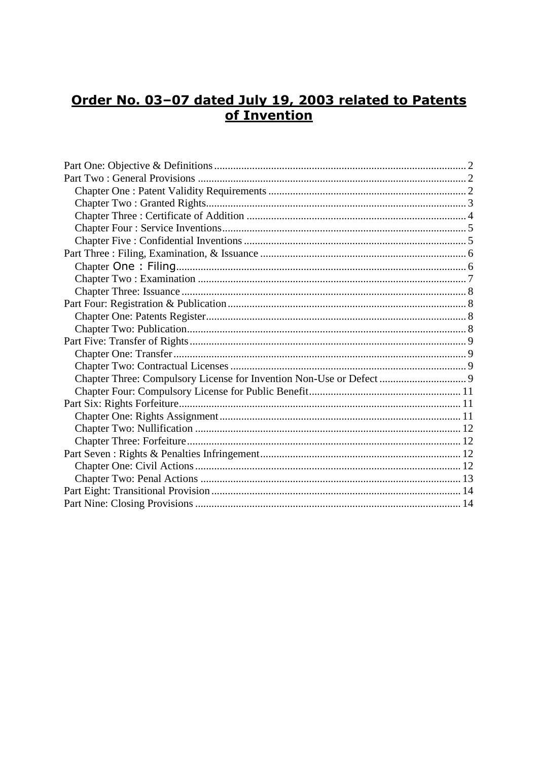# Order No. 03–07 dated July 19, 2003 related to Patents of Invention

Part One: Objective & Definitions .......... 2
Part Two : General Provisions .......... 2
- Chapter One : Patent Validity Requirements .......... 2
- Chapter Two : Granted Rights .......... 3
- Chapter Three : Certificate of Addition .......... 4
- Chapter Four : Service Inventions .......... 5
- Chapter Five : Confidential Inventions .......... 5

Part Three : Filing, Examination, & Issuance .......... 6
- Chapter One : Filing .......... 6
- Chapter Two : Examination .......... 7
- Chapter Three: Issuance .......... 8

Part Four: Registration & Publication .......... 8
- Chapter One: Patents Register .......... 8
- Chapter Two: Publication .......... 8

Part Five: Transfer of Rights .......... 9
- Chapter One: Transfer .......... 9
- Chapter Two: Contractual Licenses .......... 9
- Chapter Three: Compulsory License for Invention Non-Use or Defect .......... 9
- Chapter Four: Compulsory License for Public Benefit .......... 11

Part Six: Rights Forfeiture .......... 11
- Chapter One: Rights Assignment .......... 11
- Chapter Two: Nullification .......... 12
- Chapter Three: Forfeiture .......... 12

Part Seven : Rights & Penalties Infringement .......... 12
- Chapter One: Civil Actions .......... 12
- Chapter Two: Penal Actions .......... 13

Part Eight: Transitional Provision .......... 14

Part Nine: Closing Provisions .......... 14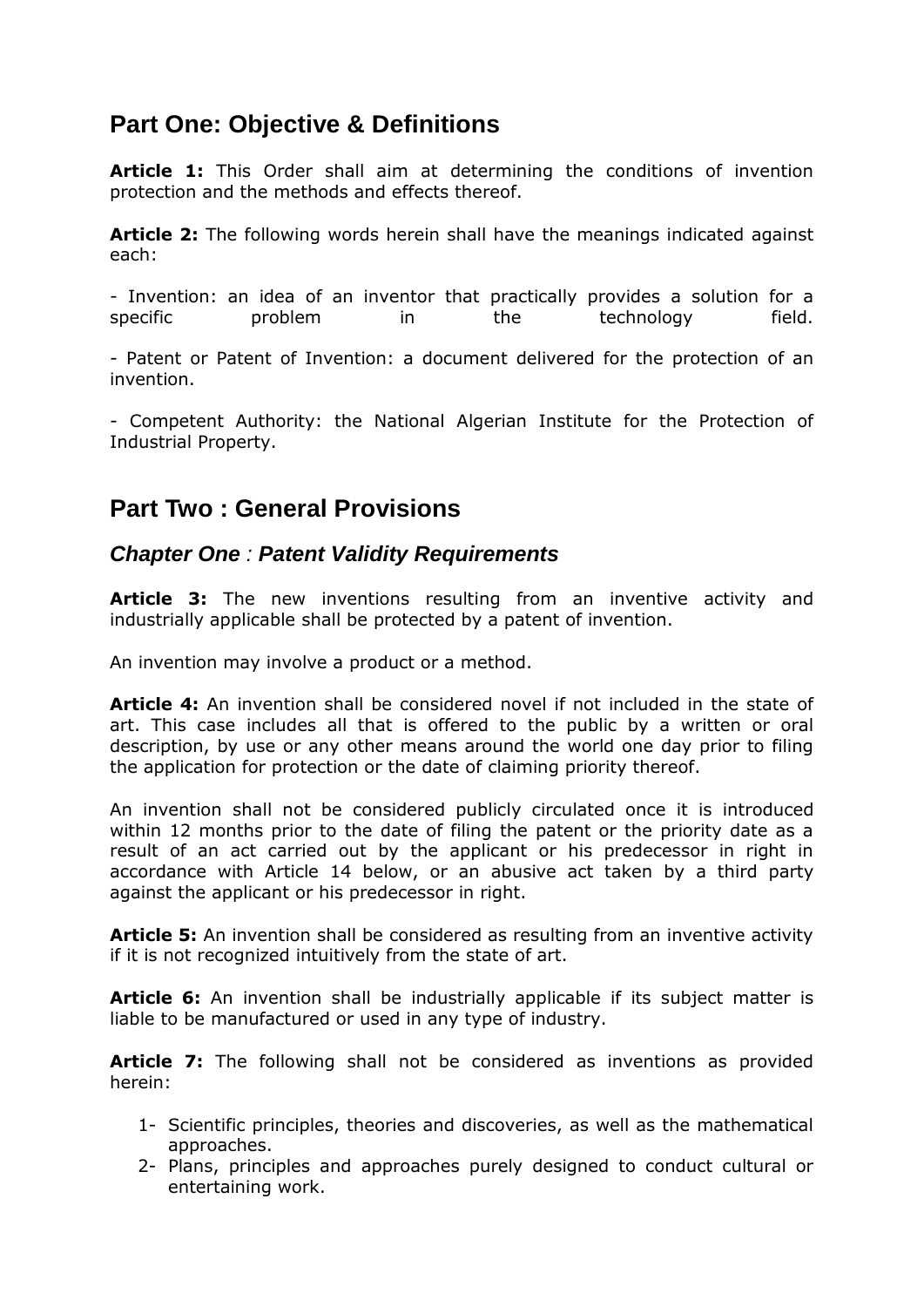## Part One: Objective & Definitions

**Article 1:** This Order shall aim at determining the conditions of invention protection and the methods and effects thereof.

**Article 2:** The following words herein shall have the meanings indicated against each:

- Invention: an idea of an inventor that practically provides a solution for a specific problem in the technology field.

- Patent or Patent of Invention: a document delivered for the protection of an invention.

- Competent Authority: the National Algerian Institute for the Protection of Industrial Property.

## Part Two : General Provisions

### *Chapter One : Patent Validity Requirements*

**Article 3:** The new inventions resulting from an inventive activity and industrially applicable shall be protected by a patent of invention.

An invention may involve a product or a method.

**Article 4:** An invention shall be considered novel if not included in the state of art. This case includes all that is offered to the public by a written or oral description, by use or any other means around the world one day prior to filing the application for protection or the date of claiming priority thereof.

An invention shall not be considered publicly circulated once it is introduced within 12 months prior to the date of filing the patent or the priority date as a result of an act carried out by the applicant or his predecessor in right in accordance with Article 14 below, or an abusive act taken by a third party against the applicant or his predecessor in right.

**Article 5:** An invention shall be considered as resulting from an inventive activity if it is not recognized intuitively from the state of art.

**Article 6:** An invention shall be industrially applicable if its subject matter is liable to be manufactured or used in any type of industry.

**Article 7:** The following shall not be considered as inventions as provided herein:

1- Scientific principles, theories and discoveries, as well as the mathematical approaches.
2- Plans, principles and approaches purely designed to conduct cultural or entertaining work.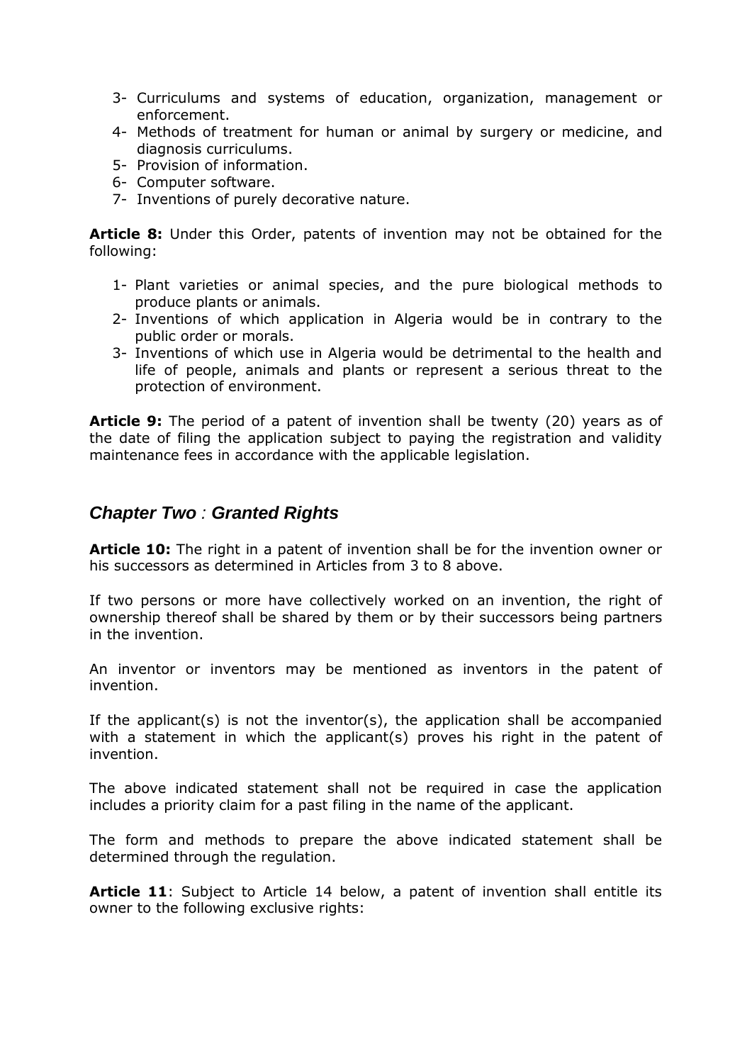3- Curriculums and systems of education, organization, management or enforcement.
4- Methods of treatment for human or animal by surgery or medicine, and diagnosis curriculums.
5- Provision of information.
6- Computer software.
7- Inventions of purely decorative nature.

**Article 8:** Under this Order, patents of invention may not be obtained for the following:

1- Plant varieties or animal species, and the pure biological methods to produce plants or animals.
2- Inventions of which application in Algeria would be in contrary to the public order or morals.
3- Inventions of which use in Algeria would be detrimental to the health and life of people, animals and plants or represent a serious threat to the protection of environment.

**Article 9:** The period of a patent of invention shall be twenty (20) years as of the date of filing the application subject to paying the registration and validity maintenance fees in accordance with the applicable legislation.

## *Chapter Two : Granted Rights*

**Article 10:** The right in a patent of invention shall be for the invention owner or his successors as determined in Articles from 3 to 8 above.

If two persons or more have collectively worked on an invention, the right of ownership thereof shall be shared by them or by their successors being partners in the invention.

An inventor or inventors may be mentioned as inventors in the patent of invention.

If the applicant(s) is not the inventor(s), the application shall be accompanied with a statement in which the applicant(s) proves his right in the patent of invention.

The above indicated statement shall not be required in case the application includes a priority claim for a past filing in the name of the applicant.

The form and methods to prepare the above indicated statement shall be determined through the regulation.

**Article 11**: Subject to Article 14 below, a patent of invention shall entitle its owner to the following exclusive rights: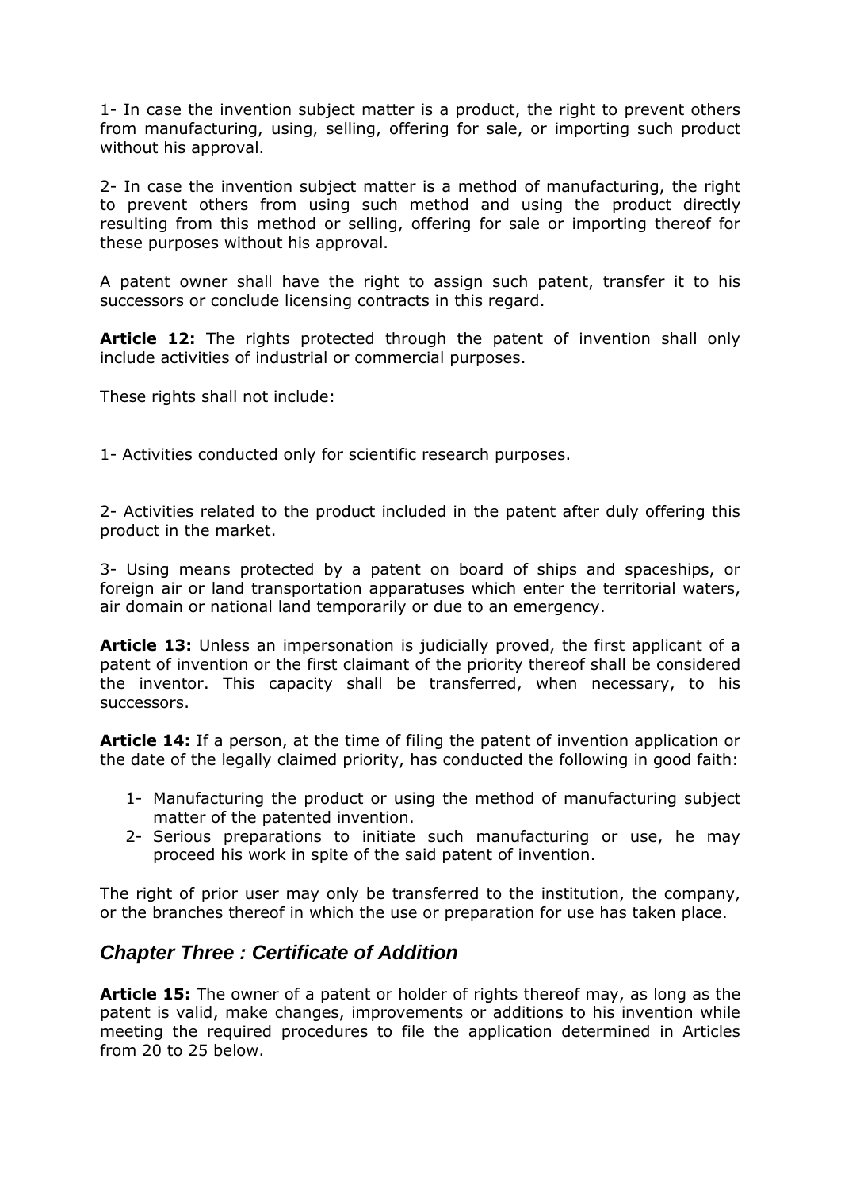1- In case the invention subject matter is a product, the right to prevent others from manufacturing, using, selling, offering for sale, or importing such product without his approval.

2- In case the invention subject matter is a method of manufacturing, the right to prevent others from using such method and using the product directly resulting from this method or selling, offering for sale or importing thereof for these purposes without his approval.

A patent owner shall have the right to assign such patent, transfer it to his successors or conclude licensing contracts in this regard.

**Article 12:** The rights protected through the patent of invention shall only include activities of industrial or commercial purposes.

These rights shall not include:

1- Activities conducted only for scientific research purposes.

2- Activities related to the product included in the patent after duly offering this product in the market.

3- Using means protected by a patent on board of ships and spaceships, or foreign air or land transportation apparatuses which enter the territorial waters, air domain or national land temporarily or due to an emergency.

**Article 13:** Unless an impersonation is judicially proved, the first applicant of a patent of invention or the first claimant of the priority thereof shall be considered the inventor. This capacity shall be transferred, when necessary, to his successors.

**Article 14:** If a person, at the time of filing the patent of invention application or the date of the legally claimed priority, has conducted the following in good faith:

1- Manufacturing the product or using the method of manufacturing subject matter of the patented invention.
2- Serious preparations to initiate such manufacturing or use, he may proceed his work in spite of the said patent of invention.

The right of prior user may only be transferred to the institution, the company, or the branches thereof in which the use or preparation for use has taken place.

## *Chapter Three : Certificate of Addition*

**Article 15:** The owner of a patent or holder of rights thereof may, as long as the patent is valid, make changes, improvements or additions to his invention while meeting the required procedures to file the application determined in Articles from 20 to 25 below.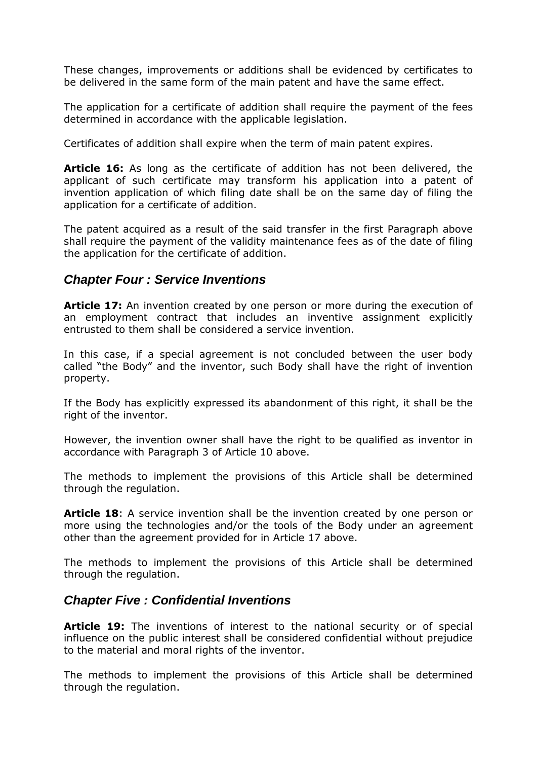These changes, improvements or additions shall be evidenced by certificates to be delivered in the same form of the main patent and have the same effect.

The application for a certificate of addition shall require the payment of the fees determined in accordance with the applicable legislation.

Certificates of addition shall expire when the term of main patent expires.

**Article 16:** As long as the certificate of addition has not been delivered, the applicant of such certificate may transform his application into a patent of invention application of which filing date shall be on the same day of filing the application for a certificate of addition.

The patent acquired as a result of the said transfer in the first Paragraph above shall require the payment of the validity maintenance fees as of the date of filing the application for the certificate of addition.

## *Chapter Four : Service Inventions*

**Article 17:** An invention created by one person or more during the execution of an employment contract that includes an inventive assignment explicitly entrusted to them shall be considered a service invention.

In this case, if a special agreement is not concluded between the user body called "the Body" and the inventor, such Body shall have the right of invention property.

If the Body has explicitly expressed its abandonment of this right, it shall be the right of the inventor.

However, the invention owner shall have the right to be qualified as inventor in accordance with Paragraph 3 of Article 10 above.

The methods to implement the provisions of this Article shall be determined through the regulation.

**Article 18**: A service invention shall be the invention created by one person or more using the technologies and/or the tools of the Body under an agreement other than the agreement provided for in Article 17 above.

The methods to implement the provisions of this Article shall be determined through the regulation.

## *Chapter Five : Confidential Inventions*

**Article 19:** The inventions of interest to the national security or of special influence on the public interest shall be considered confidential without prejudice to the material and moral rights of the inventor.

The methods to implement the provisions of this Article shall be determined through the regulation.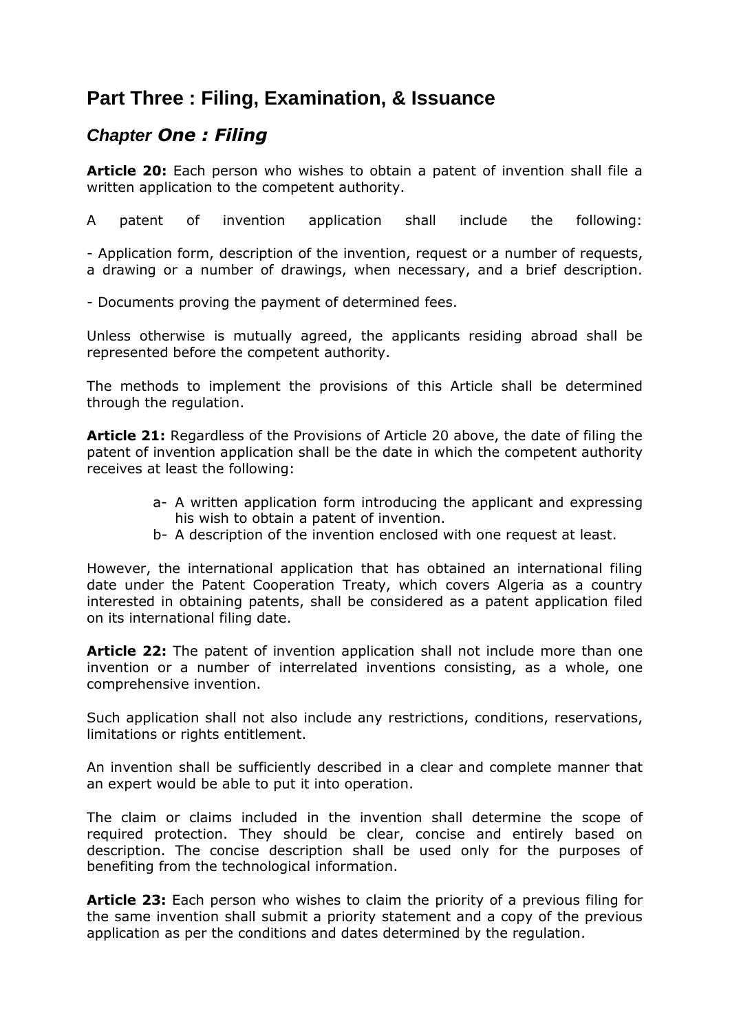# Part Three : Filing, Examination, & Issuance

## *Chapter One : Filing*

**Article 20:** Each person who wishes to obtain a patent of invention shall file a written application to the competent authority.

A patent of invention application shall include the following:

- Application form, description of the invention, request or a number of requests, a drawing or a number of drawings, when necessary, and a brief description.

- Documents proving the payment of determined fees.

Unless otherwise is mutually agreed, the applicants residing abroad shall be represented before the competent authority.

The methods to implement the provisions of this Article shall be determined through the regulation.

**Article 21:** Regardless of the Provisions of Article 20 above, the date of filing the patent of invention application shall be the date in which the competent authority receives at least the following:

a- A written application form introducing the applicant and expressing his wish to obtain a patent of invention.
b- A description of the invention enclosed with one request at least.

However, the international application that has obtained an international filing date under the Patent Cooperation Treaty, which covers Algeria as a country interested in obtaining patents, shall be considered as a patent application filed on its international filing date.

**Article 22:** The patent of invention application shall not include more than one invention or a number of interrelated inventions consisting, as a whole, one comprehensive invention.

Such application shall not also include any restrictions, conditions, reservations, limitations or rights entitlement.

An invention shall be sufficiently described in a clear and complete manner that an expert would be able to put it into operation.

The claim or claims included in the invention shall determine the scope of required protection. They should be clear, concise and entirely based on description. The concise description shall be used only for the purposes of benefiting from the technological information.

**Article 23:** Each person who wishes to claim the priority of a previous filing for the same invention shall submit a priority statement and a copy of the previous application as per the conditions and dates determined by the regulation.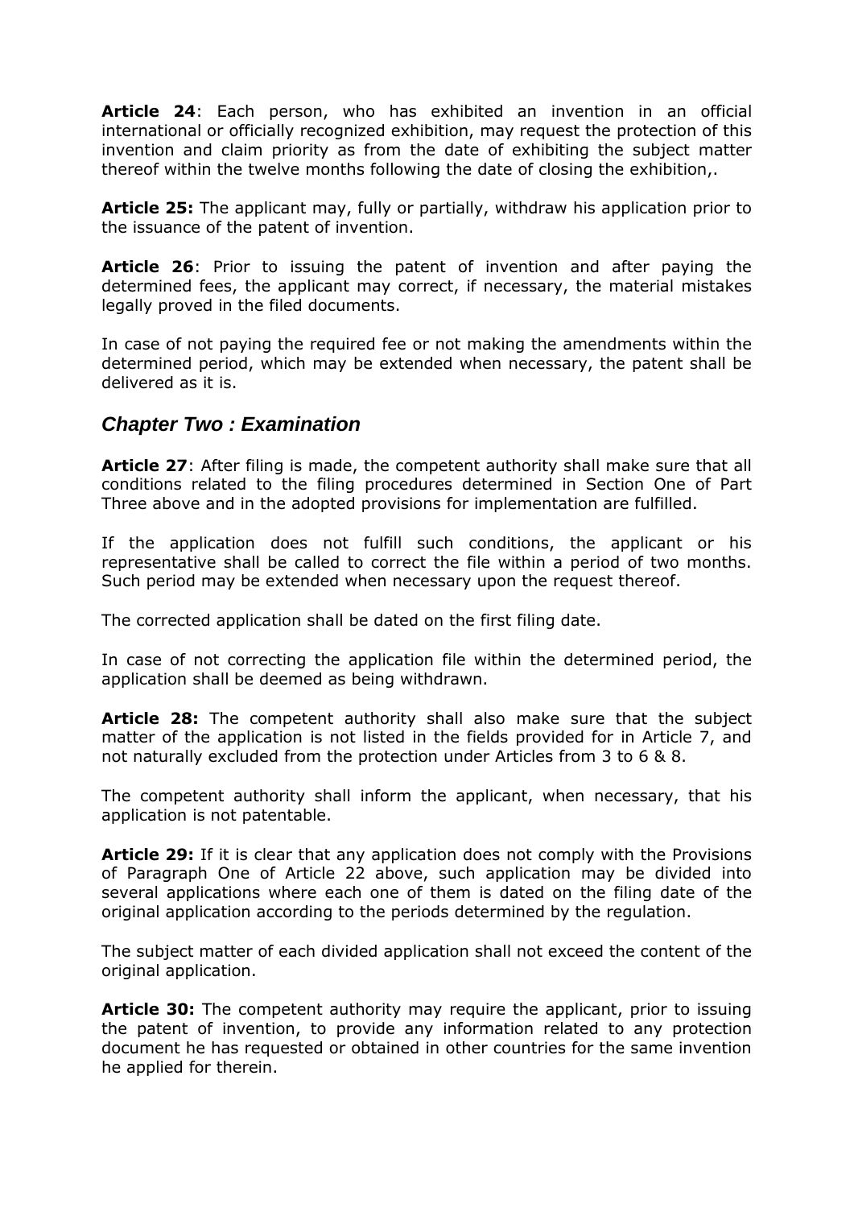**Article 24**: Each person, who has exhibited an invention in an official international or officially recognized exhibition, may request the protection of this invention and claim priority as from the date of exhibiting the subject matter thereof within the twelve months following the date of closing the exhibition,.

**Article 25:** The applicant may, fully or partially, withdraw his application prior to the issuance of the patent of invention.

**Article 26**: Prior to issuing the patent of invention and after paying the determined fees, the applicant may correct, if necessary, the material mistakes legally proved in the filed documents.

In case of not paying the required fee or not making the amendments within the determined period, which may be extended when necessary, the patent shall be delivered as it is.

## *Chapter Two : Examination*

**Article 27**: After filing is made, the competent authority shall make sure that all conditions related to the filing procedures determined in Section One of Part Three above and in the adopted provisions for implementation are fulfilled.

If the application does not fulfill such conditions, the applicant or his representative shall be called to correct the file within a period of two months. Such period may be extended when necessary upon the request thereof.

The corrected application shall be dated on the first filing date.

In case of not correcting the application file within the determined period, the application shall be deemed as being withdrawn.

**Article 28:** The competent authority shall also make sure that the subject matter of the application is not listed in the fields provided for in Article 7, and not naturally excluded from the protection under Articles from 3 to 6 & 8.

The competent authority shall inform the applicant, when necessary, that his application is not patentable.

**Article 29:** If it is clear that any application does not comply with the Provisions of Paragraph One of Article 22 above, such application may be divided into several applications where each one of them is dated on the filing date of the original application according to the periods determined by the regulation.

The subject matter of each divided application shall not exceed the content of the original application.

**Article 30:** The competent authority may require the applicant, prior to issuing the patent of invention, to provide any information related to any protection document he has requested or obtained in other countries for the same invention he applied for therein.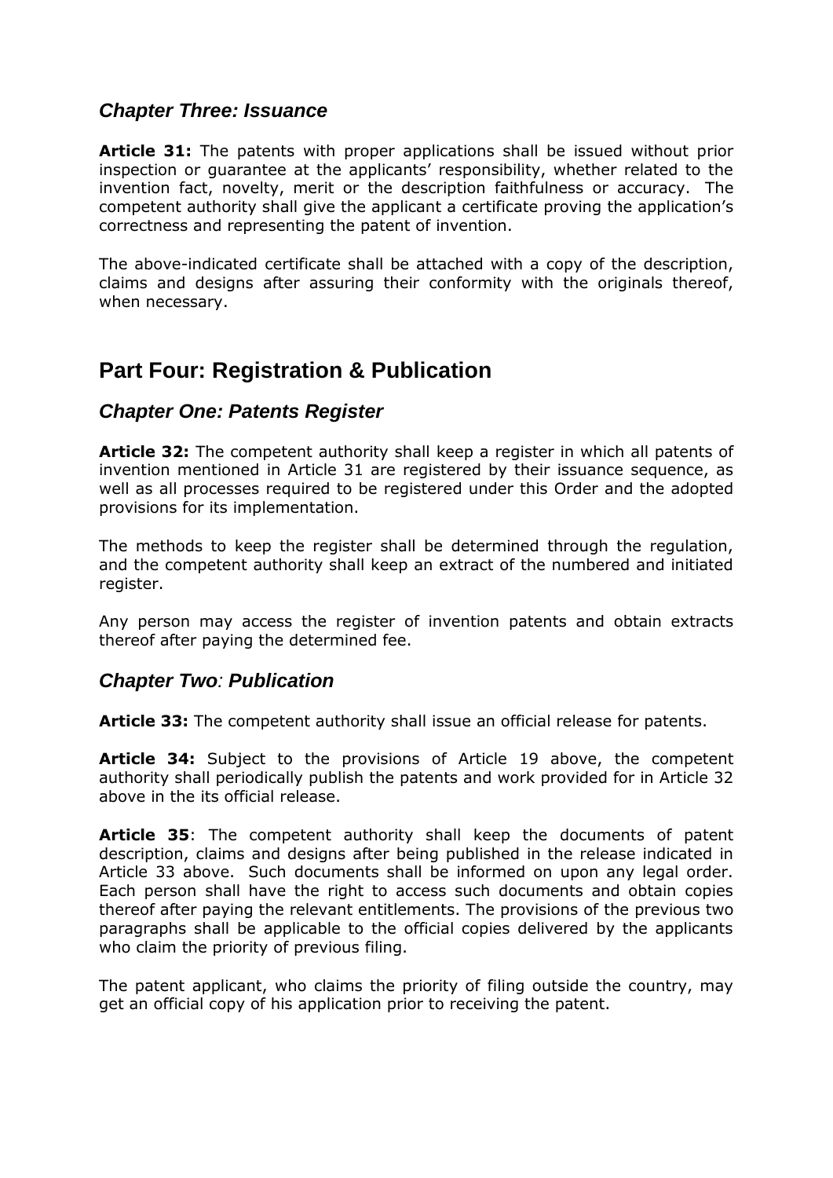### *Chapter Three: Issuance*

**Article 31:** The patents with proper applications shall be issued without prior inspection or guarantee at the applicants' responsibility, whether related to the invention fact, novelty, merit or the description faithfulness or accuracy. The competent authority shall give the applicant a certificate proving the application's correctness and representing the patent of invention.

The above-indicated certificate shall be attached with a copy of the description, claims and designs after assuring their conformity with the originals thereof, when necessary.

## Part Four: Registration & Publication

### *Chapter One: Patents Register*

**Article 32:** The competent authority shall keep a register in which all patents of invention mentioned in Article 31 are registered by their issuance sequence, as well as all processes required to be registered under this Order and the adopted provisions for its implementation.

The methods to keep the register shall be determined through the regulation, and the competent authority shall keep an extract of the numbered and initiated register.

Any person may access the register of invention patents and obtain extracts thereof after paying the determined fee.

### *Chapter Two: Publication*

**Article 33:** The competent authority shall issue an official release for patents.

**Article 34:** Subject to the provisions of Article 19 above, the competent authority shall periodically publish the patents and work provided for in Article 32 above in the its official release.

**Article 35**: The competent authority shall keep the documents of patent description, claims and designs after being published in the release indicated in Article 33 above. Such documents shall be informed on upon any legal order. Each person shall have the right to access such documents and obtain copies thereof after paying the relevant entitlements. The provisions of the previous two paragraphs shall be applicable to the official copies delivered by the applicants who claim the priority of previous filing.

The patent applicant, who claims the priority of filing outside the country, may get an official copy of his application prior to receiving the patent.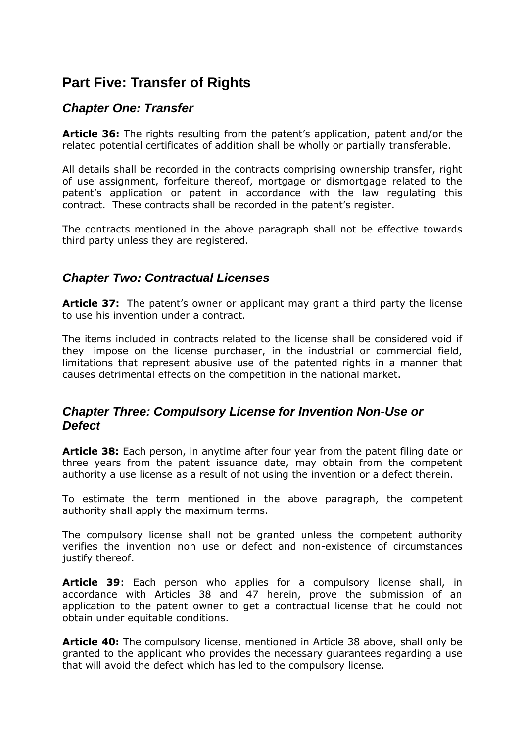# Part Five: Transfer of Rights

## *Chapter One: Transfer*

**Article 36:** The rights resulting from the patent's application, patent and/or the related potential certificates of addition shall be wholly or partially transferable.

All details shall be recorded in the contracts comprising ownership transfer, right of use assignment, forfeiture thereof, mortgage or dismortgage related to the patent's application or patent in accordance with the law regulating this contract. These contracts shall be recorded in the patent's register.

The contracts mentioned in the above paragraph shall not be effective towards third party unless they are registered.

## *Chapter Two: Contractual Licenses*

**Article 37:** The patent's owner or applicant may grant a third party the license to use his invention under a contract.

The items included in contracts related to the license shall be considered void if they impose on the license purchaser, in the industrial or commercial field, limitations that represent abusive use of the patented rights in a manner that causes detrimental effects on the competition in the national market.

## *Chapter Three: Compulsory License for Invention Non-Use or Defect*

**Article 38:** Each person, in anytime after four year from the patent filing date or three years from the patent issuance date, may obtain from the competent authority a use license as a result of not using the invention or a defect therein.

To estimate the term mentioned in the above paragraph, the competent authority shall apply the maximum terms.

The compulsory license shall not be granted unless the competent authority verifies the invention non use or defect and non-existence of circumstances justify thereof.

**Article 39**: Each person who applies for a compulsory license shall, in accordance with Articles 38 and 47 herein, prove the submission of an application to the patent owner to get a contractual license that he could not obtain under equitable conditions.

**Article 40:** The compulsory license, mentioned in Article 38 above, shall only be granted to the applicant who provides the necessary guarantees regarding a use that will avoid the defect which has led to the compulsory license.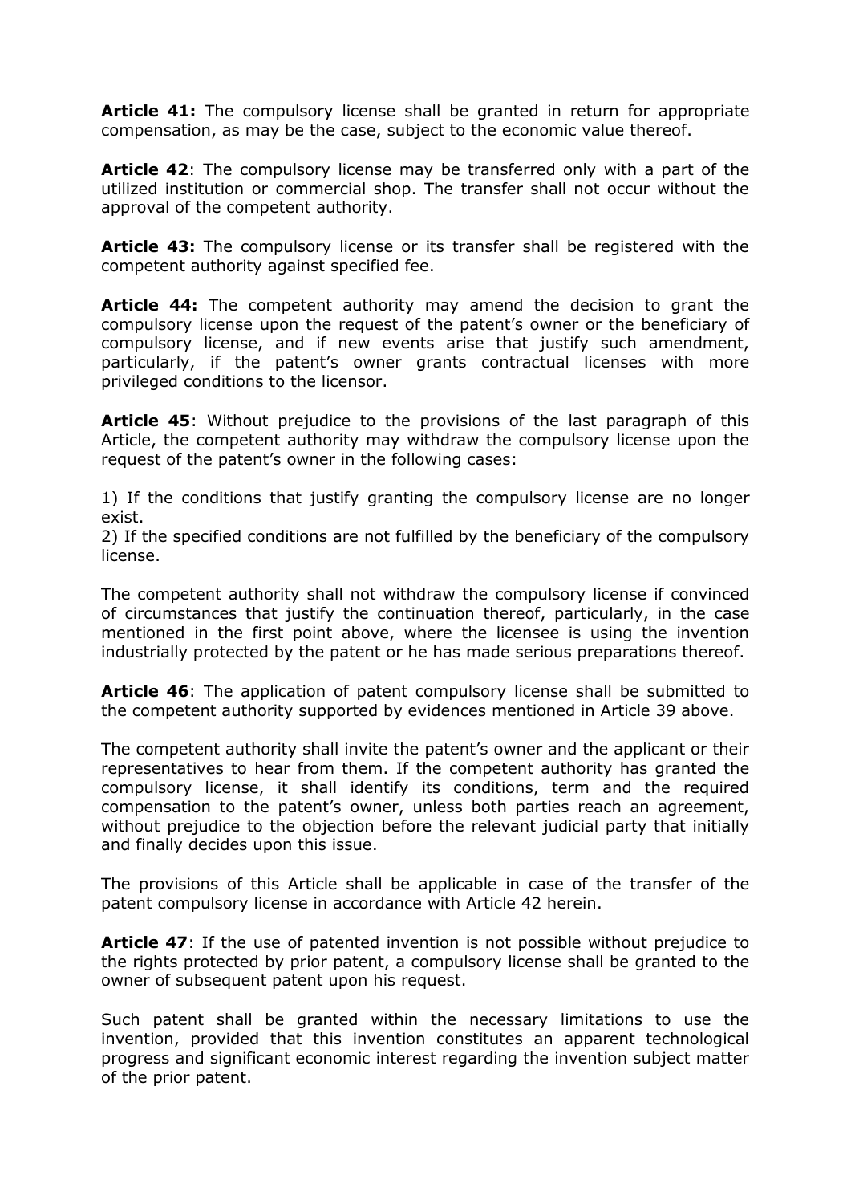**Article 41:** The compulsory license shall be granted in return for appropriate compensation, as may be the case, subject to the economic value thereof.

**Article 42**: The compulsory license may be transferred only with a part of the utilized institution or commercial shop. The transfer shall not occur without the approval of the competent authority.

**Article 43:** The compulsory license or its transfer shall be registered with the competent authority against specified fee.

**Article 44:** The competent authority may amend the decision to grant the compulsory license upon the request of the patent's owner or the beneficiary of compulsory license, and if new events arise that justify such amendment, particularly, if the patent's owner grants contractual licenses with more privileged conditions to the licensor.

**Article 45**: Without prejudice to the provisions of the last paragraph of this Article, the competent authority may withdraw the compulsory license upon the request of the patent's owner in the following cases:

1) If the conditions that justify granting the compulsory license are no longer exist.
2) If the specified conditions are not fulfilled by the beneficiary of the compulsory license.

The competent authority shall not withdraw the compulsory license if convinced of circumstances that justify the continuation thereof, particularly, in the case mentioned in the first point above, where the licensee is using the invention industrially protected by the patent or he has made serious preparations thereof.

**Article 46**: The application of patent compulsory license shall be submitted to the competent authority supported by evidences mentioned in Article 39 above.

The competent authority shall invite the patent's owner and the applicant or their representatives to hear from them. If the competent authority has granted the compulsory license, it shall identify its conditions, term and the required compensation to the patent's owner, unless both parties reach an agreement, without prejudice to the objection before the relevant judicial party that initially and finally decides upon this issue.

The provisions of this Article shall be applicable in case of the transfer of the patent compulsory license in accordance with Article 42 herein.

**Article 47**: If the use of patented invention is not possible without prejudice to the rights protected by prior patent, a compulsory license shall be granted to the owner of subsequent patent upon his request.

Such patent shall be granted within the necessary limitations to use the invention, provided that this invention constitutes an apparent technological progress and significant economic interest regarding the invention subject matter of the prior patent.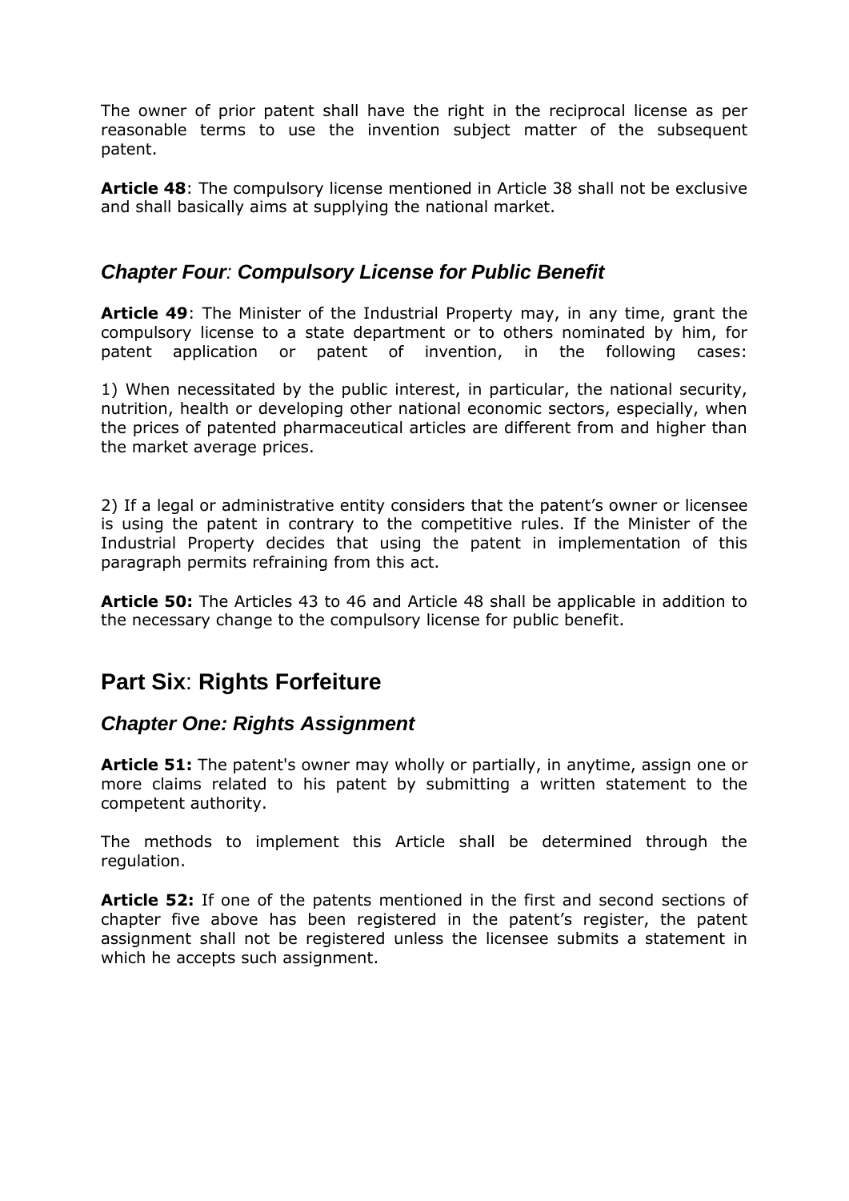The owner of prior patent shall have the right in the reciprocal license as per reasonable terms to use the invention subject matter of the subsequent patent.

**Article 48**: The compulsory license mentioned in Article 38 shall not be exclusive and shall basically aims at supplying the national market.

### *Chapter Four: Compulsory License for Public Benefit*

**Article 49**: The Minister of the Industrial Property may, in any time, grant the compulsory license to a state department or to others nominated by him, for patent application or patent of invention, in the following cases:

1) When necessitated by the public interest, in particular, the national security, nutrition, health or developing other national economic sectors, especially, when the prices of patented pharmaceutical articles are different from and higher than the market average prices.

2) If a legal or administrative entity considers that the patent's owner or licensee is using the patent in contrary to the competitive rules. If the Minister of the Industrial Property decides that using the patent in implementation of this paragraph permits refraining from this act.

**Article 50:** The Articles 43 to 46 and Article 48 shall be applicable in addition to the necessary change to the compulsory license for public benefit.

## Part Six: Rights Forfeiture

### *Chapter One: Rights Assignment*

**Article 51:** The patent's owner may wholly or partially, in anytime, assign one or more claims related to his patent by submitting a written statement to the competent authority.

The methods to implement this Article shall be determined through the regulation.

**Article 52:** If one of the patents mentioned in the first and second sections of chapter five above has been registered in the patent's register, the patent assignment shall not be registered unless the licensee submits a statement in which he accepts such assignment.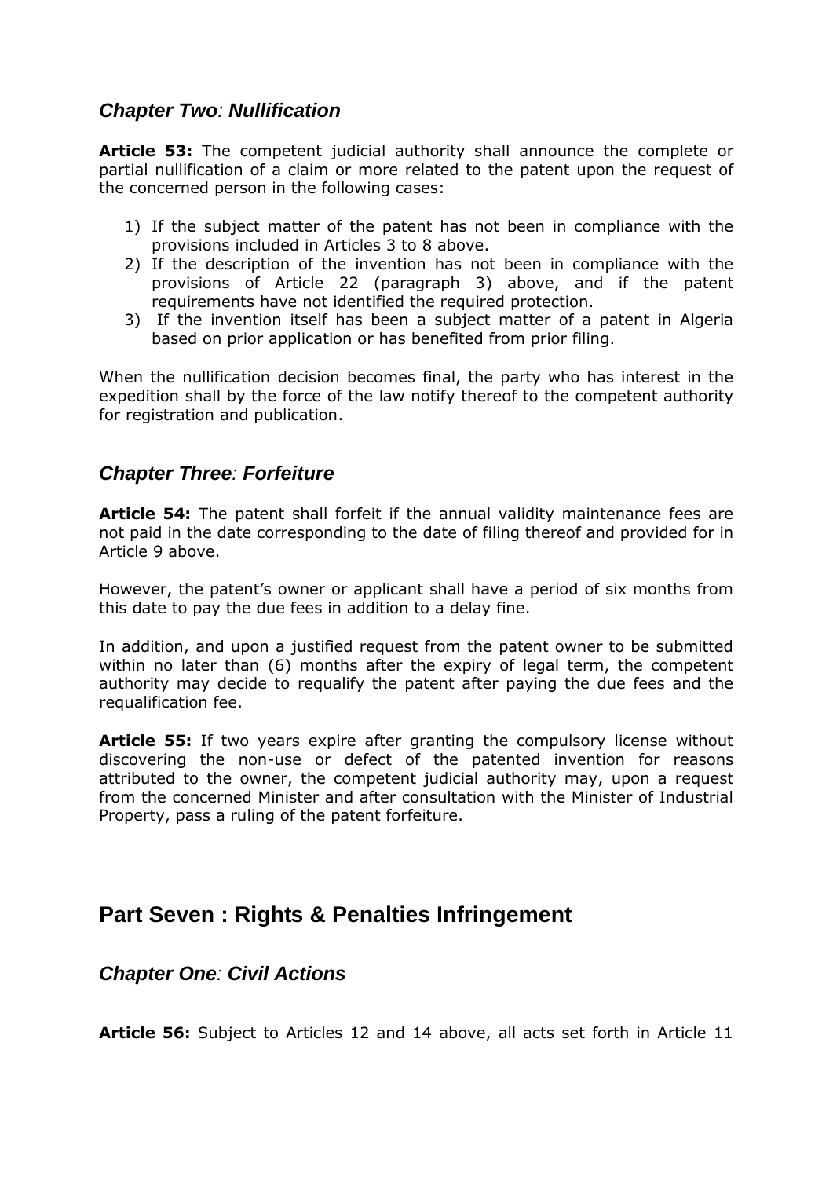## *Chapter Two: Nullification*

**Article 53:** The competent judicial authority shall announce the complete or partial nullification of a claim or more related to the patent upon the request of the concerned person in the following cases:

1) If the subject matter of the patent has not been in compliance with the provisions included in Articles 3 to 8 above.
2) If the description of the invention has not been in compliance with the provisions of Article 22 (paragraph 3) above, and if the patent requirements have not identified the required protection.
3) If the invention itself has been a subject matter of a patent in Algeria based on prior application or has benefited from prior filing.

When the nullification decision becomes final, the party who has interest in the expedition shall by the force of the law notify thereof to the competent authority for registration and publication.

## *Chapter Three: Forfeiture*

**Article 54:** The patent shall forfeit if the annual validity maintenance fees are not paid in the date corresponding to the date of filing thereof and provided for in Article 9 above.

However, the patent's owner or applicant shall have a period of six months from this date to pay the due fees in addition to a delay fine.

In addition, and upon a justified request from the patent owner to be submitted within no later than (6) months after the expiry of legal term, the competent authority may decide to requalify the patent after paying the due fees and the requalification fee.

**Article 55:** If two years expire after granting the compulsory license without discovering the non-use or defect of the patented invention for reasons attributed to the owner, the competent judicial authority may, upon a request from the concerned Minister and after consultation with the Minister of Industrial Property, pass a ruling of the patent forfeiture.

# Part Seven : Rights & Penalties Infringement

## *Chapter One: Civil Actions*

**Article 56:** Subject to Articles 12 and 14 above, all acts set forth in Article 11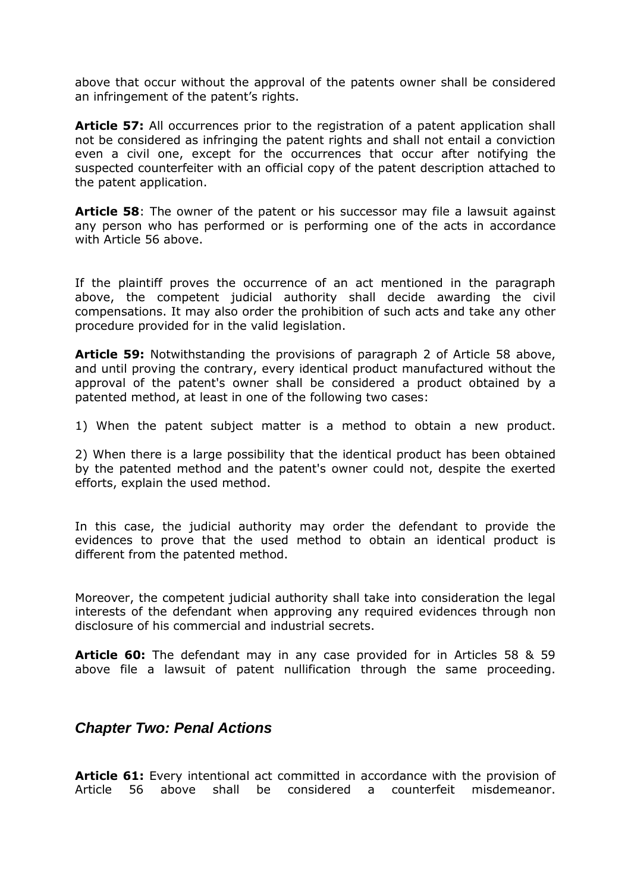above that occur without the approval of the patents owner shall be considered an infringement of the patent's rights.

**Article 57:** All occurrences prior to the registration of a patent application shall not be considered as infringing the patent rights and shall not entail a conviction even a civil one, except for the occurrences that occur after notifying the suspected counterfeiter with an official copy of the patent description attached to the patent application.

**Article 58**: The owner of the patent or his successor may file a lawsuit against any person who has performed or is performing one of the acts in accordance with Article 56 above.

If the plaintiff proves the occurrence of an act mentioned in the paragraph above, the competent judicial authority shall decide awarding the civil compensations. It may also order the prohibition of such acts and take any other procedure provided for in the valid legislation.

**Article 59:** Notwithstanding the provisions of paragraph 2 of Article 58 above, and until proving the contrary, every identical product manufactured without the approval of the patent's owner shall be considered a product obtained by a patented method, at least in one of the following two cases:

1) When the patent subject matter is a method to obtain a new product.

2) When there is a large possibility that the identical product has been obtained by the patented method and the patent's owner could not, despite the exerted efforts, explain the used method.

In this case, the judicial authority may order the defendant to provide the evidences to prove that the used method to obtain an identical product is different from the patented method.

Moreover, the competent judicial authority shall take into consideration the legal interests of the defendant when approving any required evidences through non disclosure of his commercial and industrial secrets.

**Article 60:** The defendant may in any case provided for in Articles 58 & 59 above file a lawsuit of patent nullification through the same proceeding.

## *Chapter Two: Penal Actions*

**Article 61:** Every intentional act committed in accordance with the provision of Article 56 above shall be considered a counterfeit misdemeanor.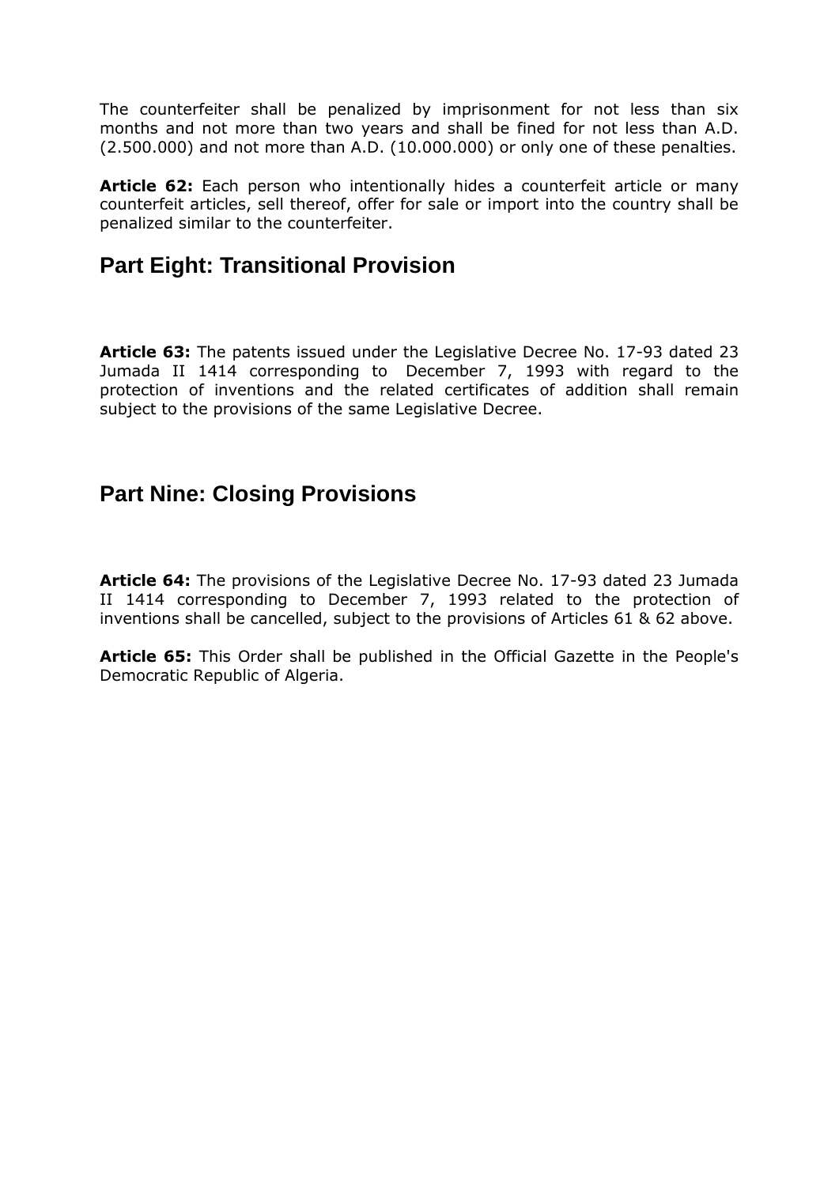The counterfeiter shall be penalized by imprisonment for not less than six months and not more than two years and shall be fined for not less than A.D. (2.500.000) and not more than A.D. (10.000.000) or only one of these penalties.

**Article 62:** Each person who intentionally hides a counterfeit article or many counterfeit articles, sell thereof, offer for sale or import into the country shall be penalized similar to the counterfeiter.

## Part Eight: Transitional Provision

**Article 63:** The patents issued under the Legislative Decree No. 17-93 dated 23 Jumada II 1414 corresponding to December 7, 1993 with regard to the protection of inventions and the related certificates of addition shall remain subject to the provisions of the same Legislative Decree.

## Part Nine: Closing Provisions

**Article 64:** The provisions of the Legislative Decree No. 17-93 dated 23 Jumada II 1414 corresponding to December 7, 1993 related to the protection of inventions shall be cancelled, subject to the provisions of Articles 61 & 62 above.

**Article 65:** This Order shall be published in the Official Gazette in the People's Democratic Republic of Algeria.